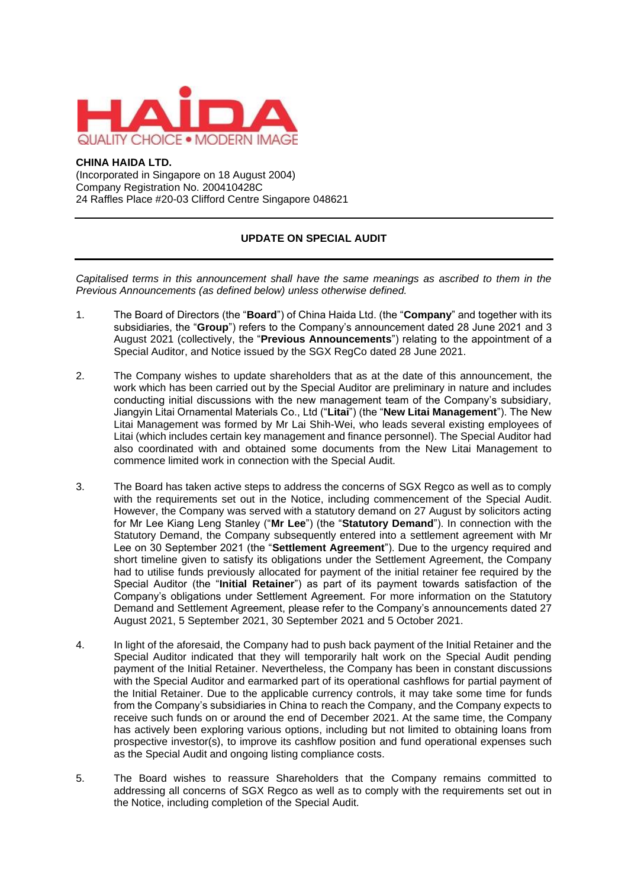HAIDA
QUALITY CHOICE • MODERN IMAGE

**CHINA HAIDA LTD.**
(Incorporated in Singapore on 18 August 2004)
Company Registration No. 200410428C
24 Raffles Place #20-03 Clifford Centre Singapore 048621

---

## UPDATE ON SPECIAL AUDIT

---

*Capitalised terms in this announcement shall have the same meanings as ascribed to them in the Previous Announcements (as defined below) unless otherwise defined.*

1. The Board of Directors (the "**Board**") of China Haida Ltd. (the "**Company**" and together with its subsidiaries, the "**Group**") refers to the Company's announcement dated 28 June 2021 and 3 August 2021 (collectively, the "**Previous Announcements**") relating to the appointment of a Special Auditor, and Notice issued by the SGX RegCo dated 28 June 2021.

2. The Company wishes to update shareholders that as at the date of this announcement, the work which has been carried out by the Special Auditor are preliminary in nature and includes conducting initial discussions with the new management team of the Company's subsidiary, Jiangyin Litai Ornamental Materials Co., Ltd ("**Litai**") (the "**New Litai Management**"). The New Litai Management was formed by Mr Lai Shih-Wei, who leads several existing employees of Litai (which includes certain key management and finance personnel). The Special Auditor had also coordinated with and obtained some documents from the New Litai Management to commence limited work in connection with the Special Audit.

3. The Board has taken active steps to address the concerns of SGX Regco as well as to comply with the requirements set out in the Notice, including commencement of the Special Audit. However, the Company was served with a statutory demand on 27 August by solicitors acting for Mr Lee Kiang Leng Stanley ("**Mr Lee**") (the "**Statutory Demand**"). In connection with the Statutory Demand, the Company subsequently entered into a settlement agreement with Mr Lee on 30 September 2021 (the "**Settlement Agreement**"). Due to the urgency required and short timeline given to satisfy its obligations under the Settlement Agreement, the Company had to utilise funds previously allocated for payment of the initial retainer fee required by the Special Auditor (the "**Initial Retainer**") as part of its payment towards satisfaction of the Company's obligations under Settlement Agreement. For more information on the Statutory Demand and Settlement Agreement, please refer to the Company's announcements dated 27 August 2021, 5 September 2021, 30 September 2021 and 5 October 2021.

4. In light of the aforesaid, the Company had to push back payment of the Initial Retainer and the Special Auditor indicated that they will temporarily halt work on the Special Audit pending payment of the Initial Retainer. Nevertheless, the Company has been in constant discussions with the Special Auditor and earmarked part of its operational cashflows for partial payment of the Initial Retainer. Due to the applicable currency controls, it may take some time for funds from the Company's subsidiaries in China to reach the Company, and the Company expects to receive such funds on or around the end of December 2021. At the same time, the Company has actively been exploring various options, including but not limited to obtaining loans from prospective investor(s), to improve its cashflow position and fund operational expenses such as the Special Audit and ongoing listing compliance costs.

5. The Board wishes to reassure Shareholders that the Company remains committed to addressing all concerns of SGX Regco as well as to comply with the requirements set out in the Notice, including completion of the Special Audit.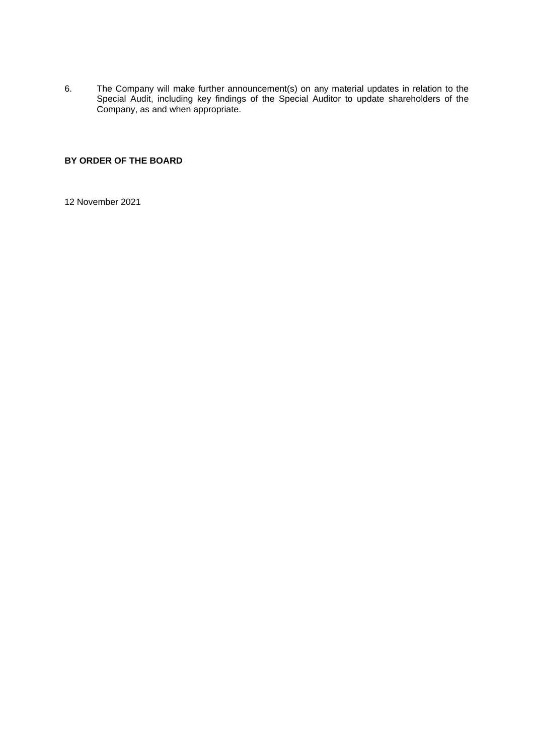6. The Company will make further announcement(s) on any material updates in relation to the Special Audit, including key findings of the Special Auditor to update shareholders of the Company, as and when appropriate.

**BY ORDER OF THE BOARD**

12 November 2021